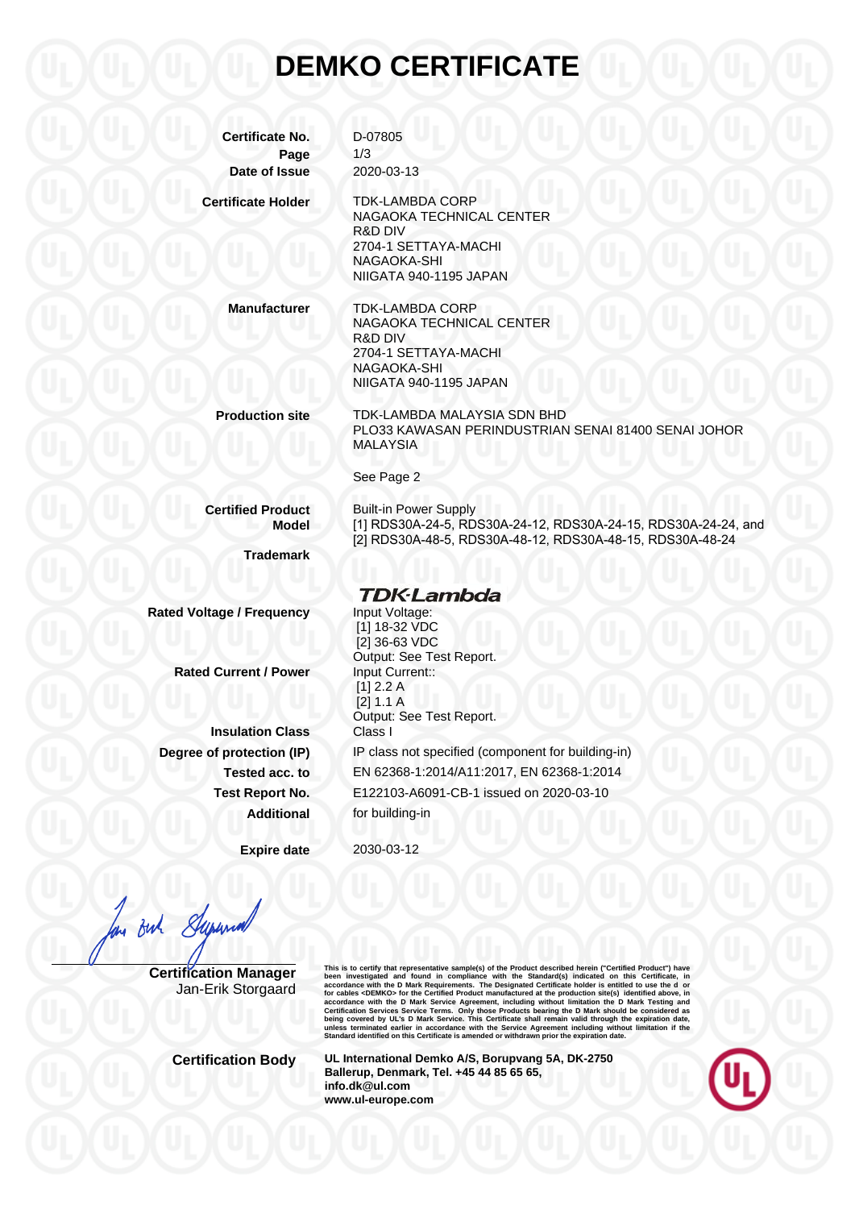# DEMKO CERTIFICATE

| | |
|---|---|
| **Certificate No.** | D-07805 |
| **Page** | 1/3 |
| **Date of Issue** | 2020-03-13 |
| **Certificate Holder** | TDK-LAMBDA CORP<br>NAGAOKA TECHNICAL CENTER<br>R&D DIV<br>2704-1 SETTAYA-MACHI<br>NAGAOKA-SHI<br>NIIGATA 940-1195 JAPAN |
| **Manufacturer** | TDK-LAMBDA CORP<br>NAGAOKA TECHNICAL CENTER<br>R&D DIV<br>2704-1 SETTAYA-MACHI<br>NAGAOKA-SHI<br>NIIGATA 940-1195 JAPAN |
| **Production site** | TDK-LAMBDA MALAYSIA SDN BHD<br>PLO33 KAWASAN PERINDUSTRIAN SENAI 81400 SENAI JOHOR MALAYSIA<br><br>See Page 2 |
| **Certified Product** | Built-in Power Supply |
| **Model** | [1] RDS30A-24-5, RDS30A-24-12, RDS30A-24-15, RDS30A-24-24, and<br>[2] RDS30A-48-5, RDS30A-48-12, RDS30A-48-15, RDS30A-48-24 |
| **Trademark** | TDK·Lambda |
| **Rated Voltage / Frequency** | Input Voltage:<br>[1] 18-32 VDC<br>[2] 36-63 VDC<br>Output: See Test Report. |
| **Rated Current / Power** | Input Current::<br>[1] 2.2 A<br>[2] 1.1 A<br>Output: See Test Report. |
| **Insulation Class** | Class I |
| **Degree of protection (IP)** | IP class not specified (component for building-in) |
| **Tested acc. to** | EN 62368-1:2014/A11:2017, EN 62368-1:2014 |
| **Test Report No.** | E122103-A6091-CB-1 issued on 2020-03-10 |
| **Additional** | for building-in |
| **Expire date** | 2030-03-12 |

**Certification Manager**
Jan-Erik Storgaard

This is to certify that representative sample(s) of the Product described herein ("Certified Product") have been investigated and found in compliance with the Standard(s) indicated on this Certificate, in accordance with the D Mark Requirements. The Designated Certificate holder is entitled to use the d or for cables <DEMKO> for the Certified Product manufactured at the production site(s) identified above, in accordance with the D Mark Service Agreement, including without limitation the D Mark Testing and Certification Services Service Terms. Only those Products bearing the D Mark should be considered as being covered by UL's D Mark Service. This Certificate shall remain valid through the expiration date, unless terminated earlier in accordance with the Service Agreement including without limitation if the Standard identified on this Certificate is amended or withdrawn prior the expiration date.

**Certification Body**

**UL International Demko A/S, Borupvang 5A, DK-2750 Ballerup, Denmark, Tel. +45 44 85 65 65, info.dk@ul.com www.ul-europe.com**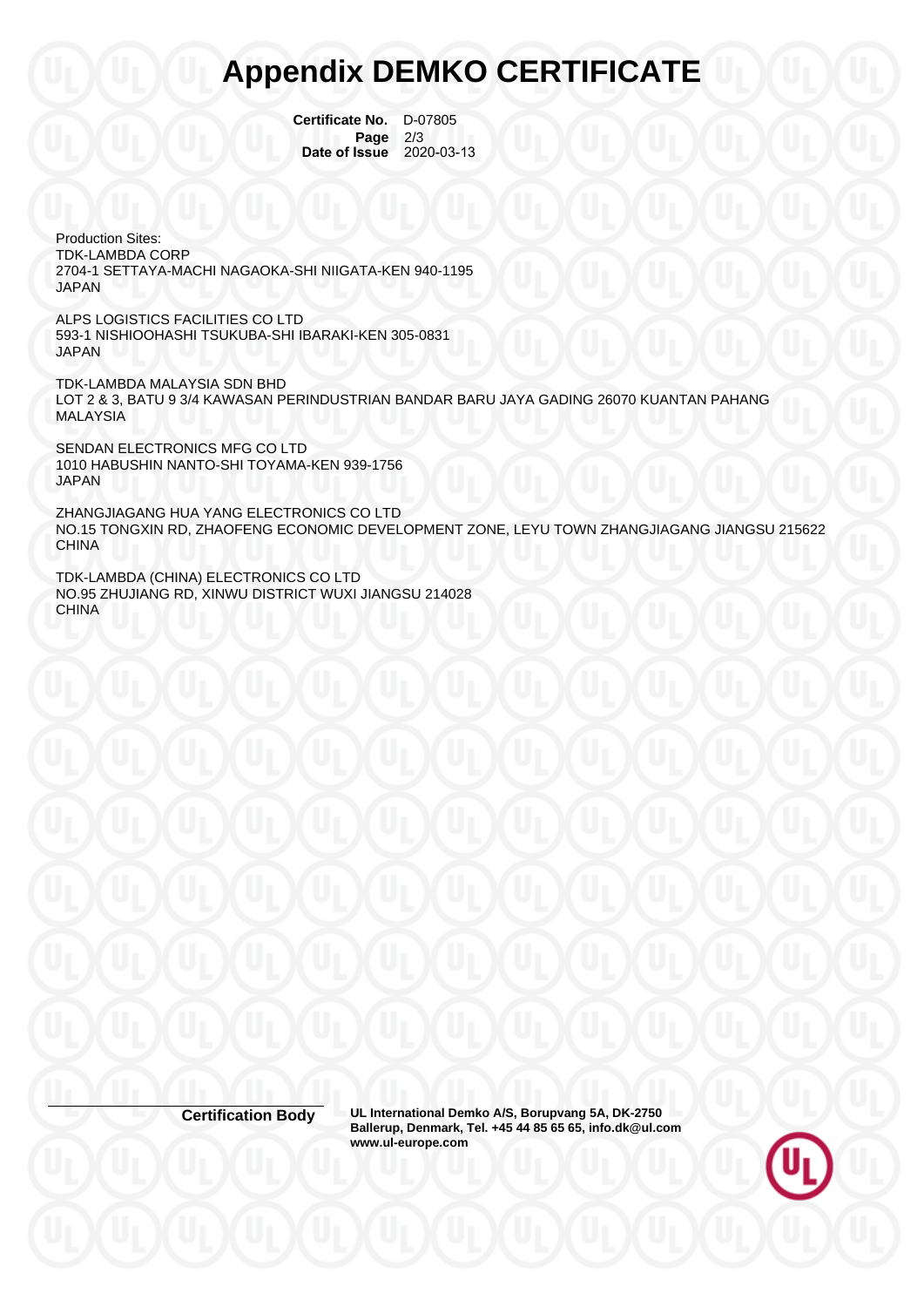# Appendix DEMKO CERTIFICATE

**Certificate No.** D-07805
**Page** 2/3
**Date of Issue** 2020-03-13

Production Sites:
TDK-LAMBDA CORP
2704-1 SETTAYA-MACHI NAGAOKA-SHI NIIGATA-KEN 940-1195
JAPAN

ALPS LOGISTICS FACILITIES CO LTD
593-1 NISHIOOHASHI TSUKUBA-SHI IBARAKI-KEN 305-0831
JAPAN

TDK-LAMBDA MALAYSIA SDN BHD
LOT 2 & 3, BATU 9 3/4 KAWASAN PERINDUSTRIAN BANDAR BARU JAYA GADING 26070 KUANTAN PAHANG
MALAYSIA

SENDAN ELECTRONICS MFG CO LTD
1010 HABUSHIN NANTO-SHI TOYAMA-KEN 939-1756
JAPAN

ZHANGJIAGANG HUA YANG ELECTRONICS CO LTD
NO.15 TONGXIN RD, ZHAOFENG ECONOMIC DEVELOPMENT ZONE, LEYU TOWN ZHANGJIAGANG JIANGSU 215622
CHINA

TDK-LAMBDA (CHINA) ELECTRONICS CO LTD
NO.95 ZHUJIANG RD, XINWU DISTRICT WUXI JIANGSU 214028
CHINA

**Certification Body** **UL International Demko A/S, Borupvang 5A, DK-2750 Ballerup, Denmark, Tel. +45 44 85 65 65, info.dk@ul.com www.ul-europe.com**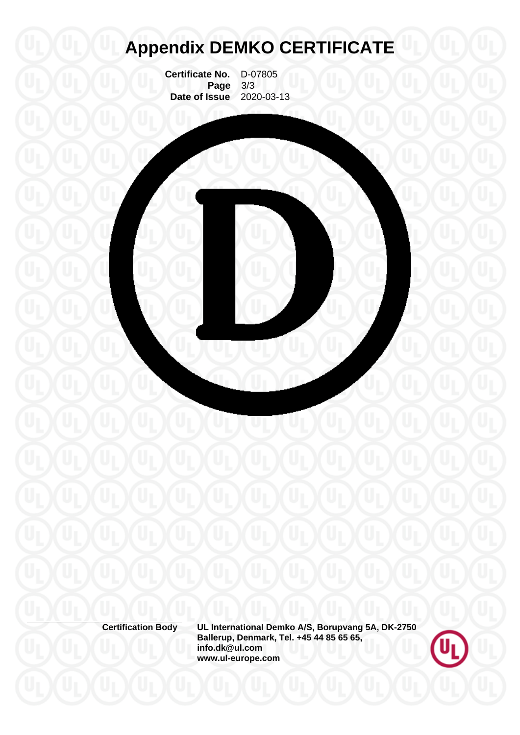# Appendix DEMKO CERTIFICATE

**Certificate No.** D-07805
**Page** 3/3
**Date of Issue** 2020-03-13

**Certification Body** **UL International Demko A/S, Borupvang 5A, DK-2750 Ballerup, Denmark, Tel. +45 44 85 65 65, info.dk@ul.com www.ul-europe.com**